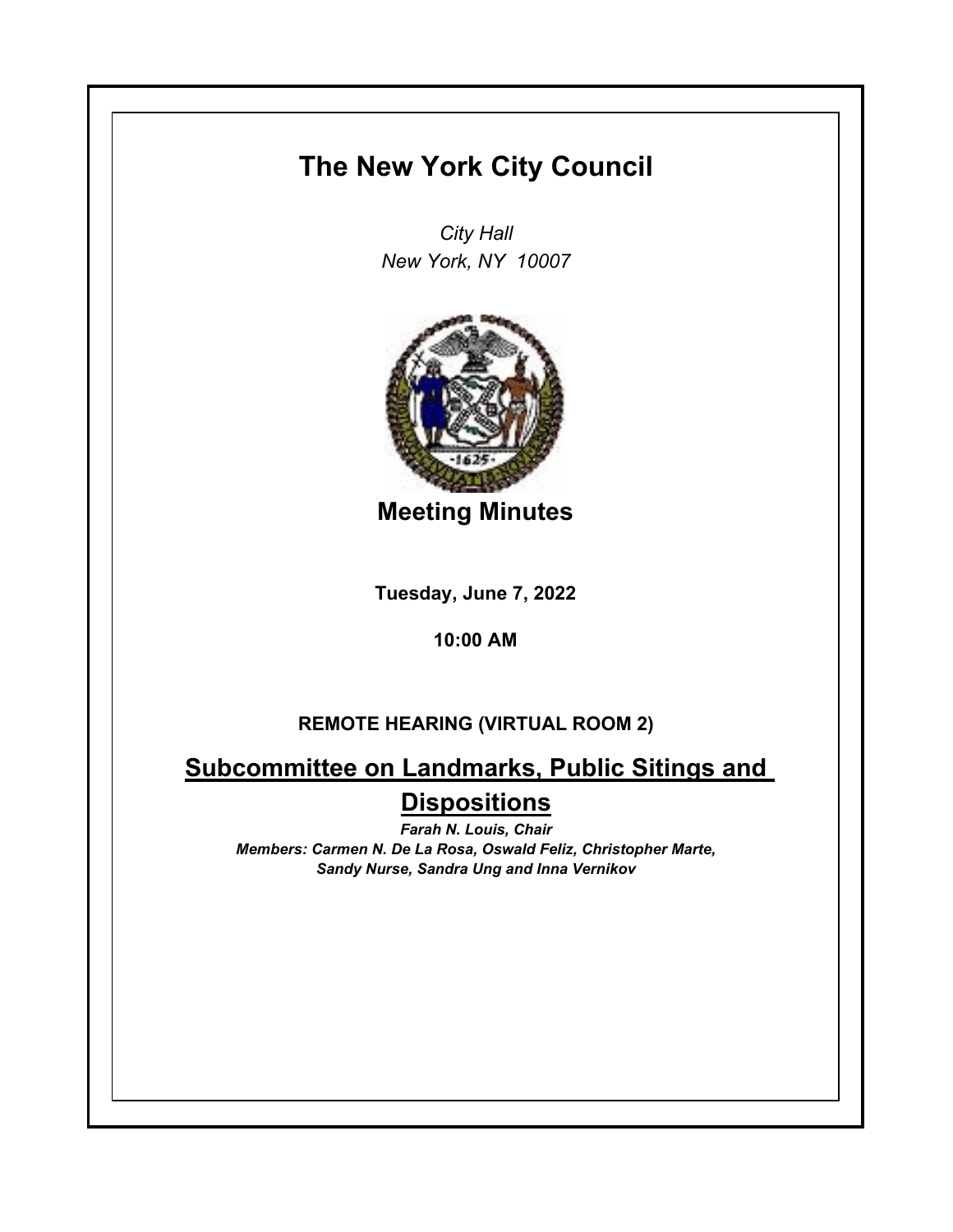# The New York City Council

*City Hall*
*New York, NY 10007*

## Meeting Minutes

**Tuesday, June 7, 2022**

**10:00 AM**

**REMOTE HEARING (VIRTUAL ROOM 2)**

## Subcommittee on Landmarks, Public Sitings and Dispositions

***Farah N. Louis, Chair***
***Members: Carmen N. De La Rosa, Oswald Feliz, Christopher Marte, Sandy Nurse, Sandra Ung and Inna Vernikov***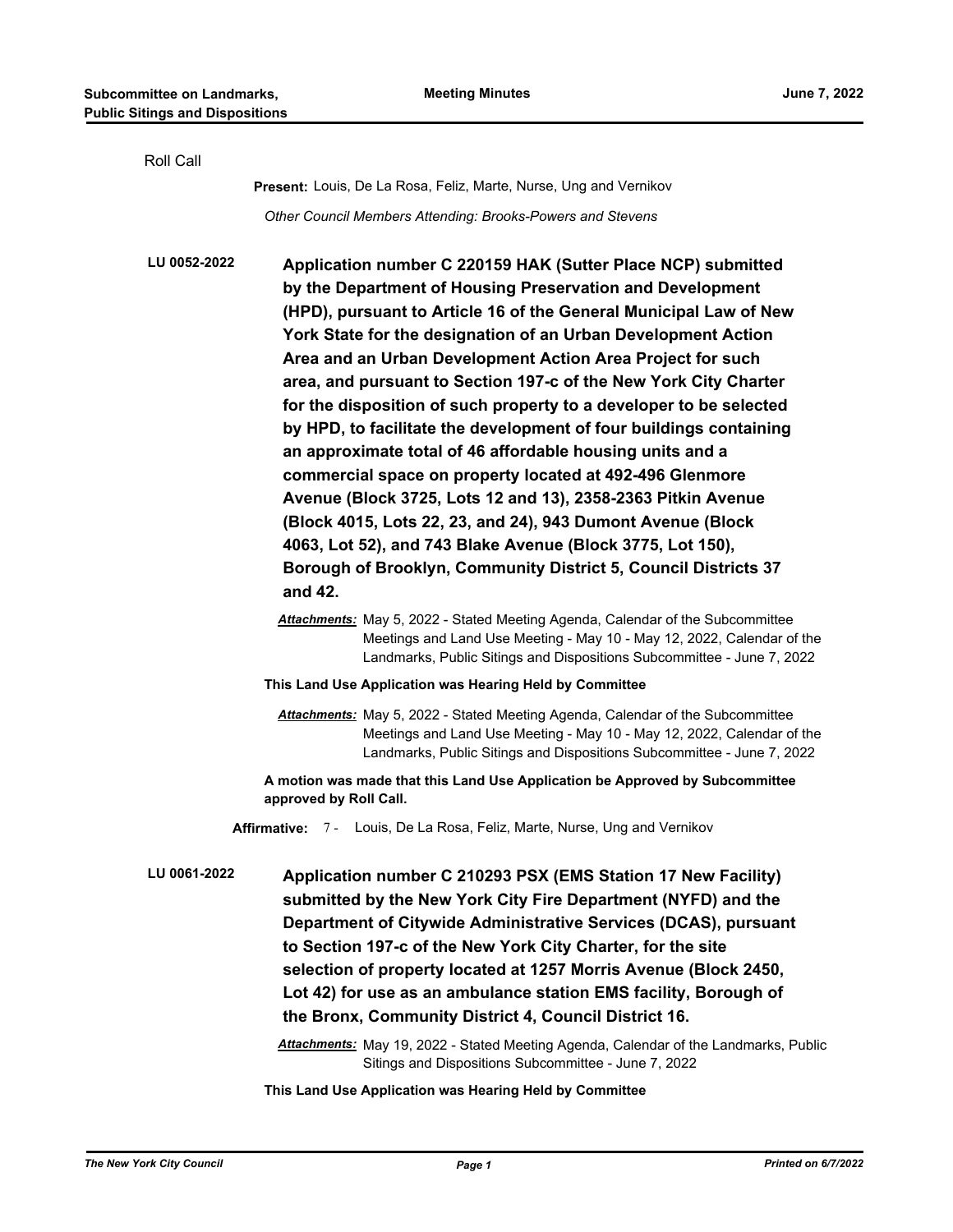Roll Call

**Present:** Louis, De La Rosa, Feliz, Marte, Nurse, Ung and Vernikov

*Other Council Members Attending: Brooks-Powers and Stevens*

**LU 0052-2022** **Application number C 220159 HAK (Sutter Place NCP) submitted by the Department of Housing Preservation and Development (HPD), pursuant to Article 16 of the General Municipal Law of New York State for the designation of an Urban Development Action Area and an Urban Development Action Area Project for such area, and pursuant to Section 197-c of the New York City Charter for the disposition of such property to a developer to be selected by HPD, to facilitate the development of four buildings containing an approximate total of 46 affordable housing units and a commercial space on property located at 492-496 Glenmore Avenue (Block 3725, Lots 12 and 13), 2358-2363 Pitkin Avenue (Block 4015, Lots 22, 23, and 24), 943 Dumont Avenue (Block 4063, Lot 52), and 743 Blake Avenue (Block 3775, Lot 150), Borough of Brooklyn, Community District 5, Council Districts 37 and 42.**

***Attachments:*** May 5, 2022 - Stated Meeting Agenda, Calendar of the Subcommittee Meetings and Land Use Meeting - May 10 - May 12, 2022, Calendar of the Landmarks, Public Sitings and Dispositions Subcommittee - June 7, 2022

**This Land Use Application was Hearing Held by Committee**

***Attachments:*** May 5, 2022 - Stated Meeting Agenda, Calendar of the Subcommittee Meetings and Land Use Meeting - May 10 - May 12, 2022, Calendar of the Landmarks, Public Sitings and Dispositions Subcommittee - June 7, 2022

**A motion was made that this Land Use Application be Approved by Subcommittee approved by Roll Call.**

**Affirmative:** 7 - Louis, De La Rosa, Feliz, Marte, Nurse, Ung and Vernikov

**LU 0061-2022** **Application number C 210293 PSX (EMS Station 17 New Facility) submitted by the New York City Fire Department (NYFD) and the Department of Citywide Administrative Services (DCAS), pursuant to Section 197-c of the New York City Charter, for the site selection of property located at 1257 Morris Avenue (Block 2450, Lot 42) for use as an ambulance station EMS facility, Borough of the Bronx, Community District 4, Council District 16.**

***Attachments:*** May 19, 2022 - Stated Meeting Agenda, Calendar of the Landmarks, Public Sitings and Dispositions Subcommittee - June 7, 2022

**This Land Use Application was Hearing Held by Committee**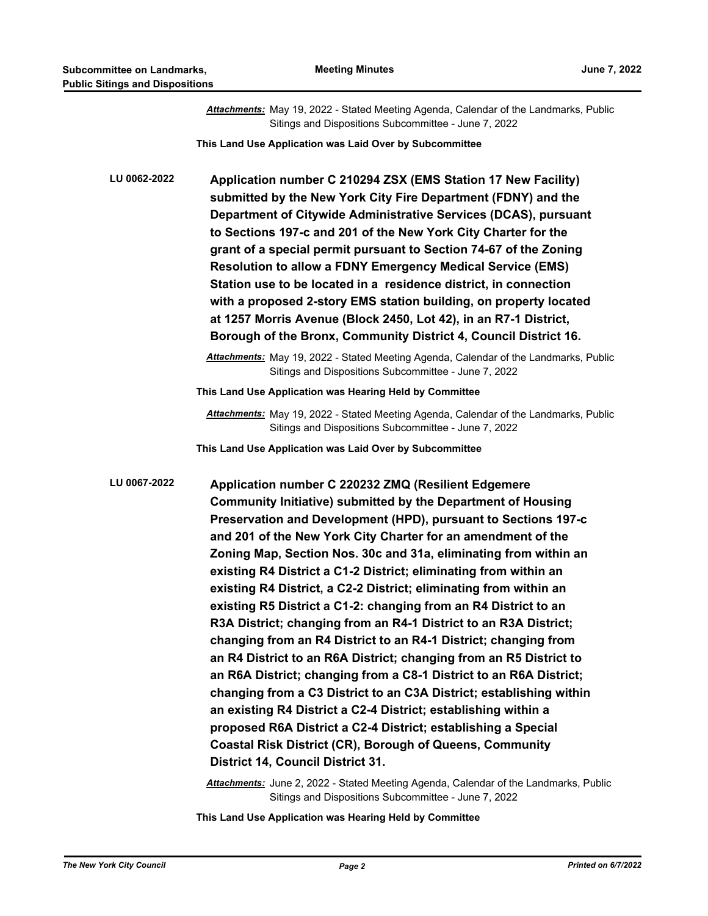***Attachments:*** May 19, 2022 - Stated Meeting Agenda, Calendar of the Landmarks, Public Sitings and Dispositions Subcommittee - June 7, 2022

**This Land Use Application was Laid Over by Subcommittee**

**LU 0062-2022** **Application number C 210294 ZSX (EMS Station 17 New Facility) submitted by the New York City Fire Department (FDNY) and the Department of Citywide Administrative Services (DCAS), pursuant to Sections 197-c and 201 of the New York City Charter for the grant of a special permit pursuant to Section 74-67 of the Zoning Resolution to allow a FDNY Emergency Medical Service (EMS) Station use to be located in a residence district, in connection with a proposed 2-story EMS station building, on property located at 1257 Morris Avenue (Block 2450, Lot 42), in an R7-1 District, Borough of the Bronx, Community District 4, Council District 16.**

***Attachments:*** May 19, 2022 - Stated Meeting Agenda, Calendar of the Landmarks, Public Sitings and Dispositions Subcommittee - June 7, 2022

**This Land Use Application was Hearing Held by Committee**

***Attachments:*** May 19, 2022 - Stated Meeting Agenda, Calendar of the Landmarks, Public Sitings and Dispositions Subcommittee - June 7, 2022

**This Land Use Application was Laid Over by Subcommittee**

**LU 0067-2022** **Application number C 220232 ZMQ (Resilient Edgemere Community Initiative) submitted by the Department of Housing Preservation and Development (HPD), pursuant to Sections 197-c and 201 of the New York City Charter for an amendment of the Zoning Map, Section Nos. 30c and 31a, eliminating from within an existing R4 District a C1-2 District; eliminating from within an existing R4 District, a C2-2 District; eliminating from within an existing R5 District a C1-2: changing from an R4 District to an R3A District; changing from an R4-1 District to an R3A District; changing from an R4 District to an R4-1 District; changing from an R4 District to an R6A District; changing from an R5 District to an R6A District; changing from a C8-1 District to an R6A District; changing from a C3 District to an C3A District; establishing within an existing R4 District a C2-4 District; establishing within a proposed R6A District a C2-4 District; establishing a Special Coastal Risk District (CR), Borough of Queens, Community District 14, Council District 31.**

***Attachments:*** June 2, 2022 - Stated Meeting Agenda, Calendar of the Landmarks, Public Sitings and Dispositions Subcommittee - June 7, 2022

**This Land Use Application was Hearing Held by Committee**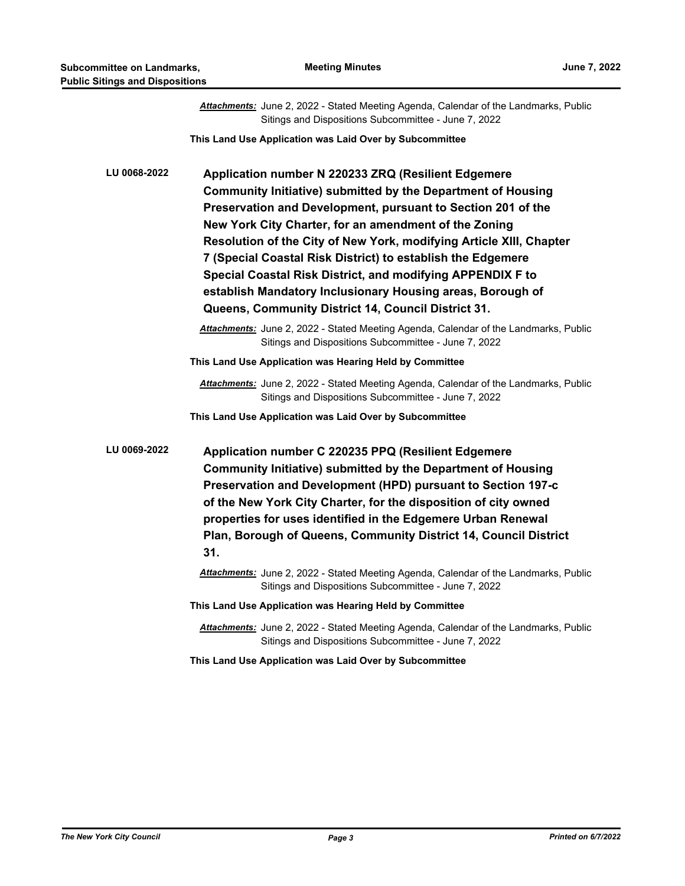*Attachments:* June 2, 2022 - Stated Meeting Agenda, Calendar of the Landmarks, Public Sitings and Dispositions Subcommittee - June 7, 2022

**This Land Use Application was Laid Over by Subcommittee**

**LU 0068-2022** **Application number N 220233 ZRQ (Resilient Edgemere Community Initiative) submitted by the Department of Housing Preservation and Development, pursuant to Section 201 of the New York City Charter, for an amendment of the Zoning Resolution of the City of New York, modifying Article XIII, Chapter 7 (Special Coastal Risk District) to establish the Edgemere Special Coastal Risk District, and modifying APPENDIX F to establish Mandatory Inclusionary Housing areas, Borough of Queens, Community District 14, Council District 31.**

*Attachments:* June 2, 2022 - Stated Meeting Agenda, Calendar of the Landmarks, Public Sitings and Dispositions Subcommittee - June 7, 2022

**This Land Use Application was Hearing Held by Committee**

*Attachments:* June 2, 2022 - Stated Meeting Agenda, Calendar of the Landmarks, Public Sitings and Dispositions Subcommittee - June 7, 2022

**This Land Use Application was Laid Over by Subcommittee**

**LU 0069-2022** **Application number C 220235 PPQ (Resilient Edgemere Community Initiative) submitted by the Department of Housing Preservation and Development (HPD) pursuant to Section 197-c of the New York City Charter, for the disposition of city owned properties for uses identified in the Edgemere Urban Renewal Plan, Borough of Queens, Community District 14, Council District 31.**

*Attachments:* June 2, 2022 - Stated Meeting Agenda, Calendar of the Landmarks, Public Sitings and Dispositions Subcommittee - June 7, 2022

**This Land Use Application was Hearing Held by Committee**

*Attachments:* June 2, 2022 - Stated Meeting Agenda, Calendar of the Landmarks, Public Sitings and Dispositions Subcommittee - June 7, 2022

**This Land Use Application was Laid Over by Subcommittee**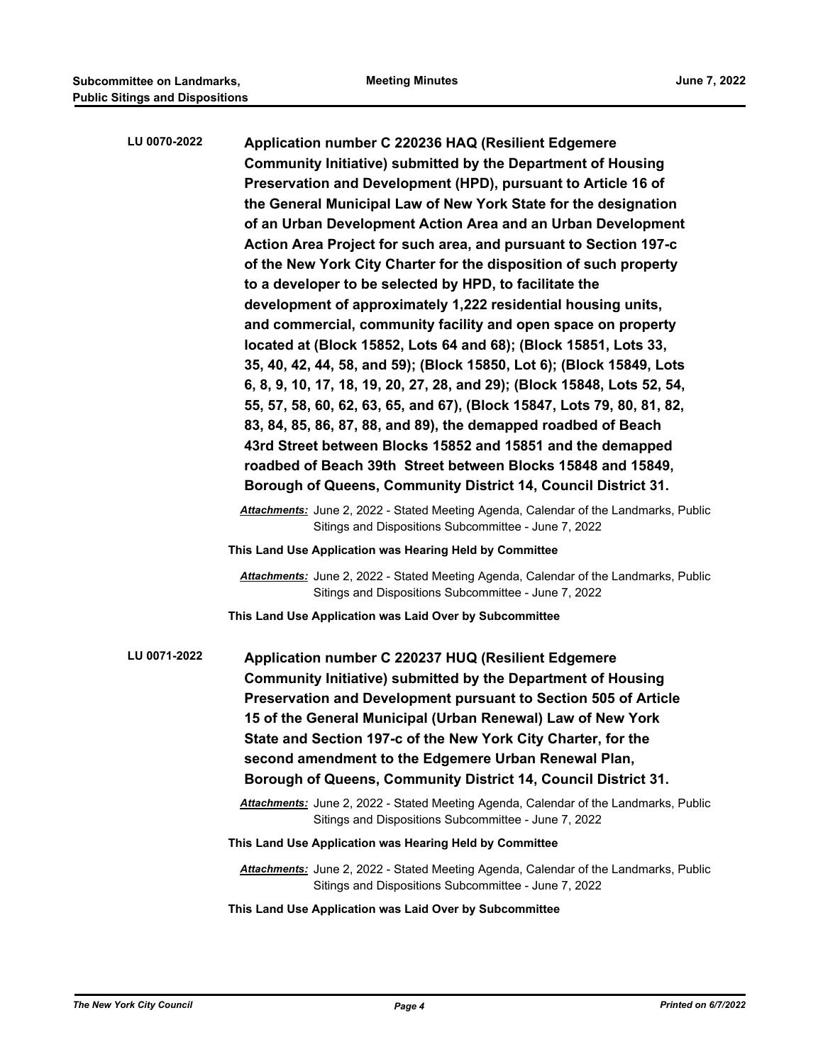**LU 0070-2022** **Application number C 220236 HAQ (Resilient Edgemere Community Initiative) submitted by the Department of Housing Preservation and Development (HPD), pursuant to Article 16 of the General Municipal Law of New York State for the designation of an Urban Development Action Area and an Urban Development Action Area Project for such area, and pursuant to Section 197-c of the New York City Charter for the disposition of such property to a developer to be selected by HPD, to facilitate the development of approximately 1,222 residential housing units, and commercial, community facility and open space on property located at (Block 15852, Lots 64 and 68); (Block 15851, Lots 33, 35, 40, 42, 44, 58, and 59); (Block 15850, Lot 6); (Block 15849, Lots 6, 8, 9, 10, 17, 18, 19, 20, 27, 28, and 29); (Block 15848, Lots 52, 54, 55, 57, 58, 60, 62, 63, 65, and 67), (Block 15847, Lots 79, 80, 81, 82, 83, 84, 85, 86, 87, 88, and 89), the demapped roadbed of Beach 43rd Street between Blocks 15852 and 15851 and the demapped roadbed of Beach 39th Street between Blocks 15848 and 15849, Borough of Queens, Community District 14, Council District 31.**

*Attachments:* June 2, 2022 - Stated Meeting Agenda, Calendar of the Landmarks, Public Sitings and Dispositions Subcommittee - June 7, 2022

**This Land Use Application was Hearing Held by Committee**

*Attachments:* June 2, 2022 - Stated Meeting Agenda, Calendar of the Landmarks, Public Sitings and Dispositions Subcommittee - June 7, 2022

**This Land Use Application was Laid Over by Subcommittee**

**LU 0071-2022** **Application number C 220237 HUQ (Resilient Edgemere Community Initiative) submitted by the Department of Housing Preservation and Development pursuant to Section 505 of Article 15 of the General Municipal (Urban Renewal) Law of New York State and Section 197-c of the New York City Charter, for the second amendment to the Edgemere Urban Renewal Plan, Borough of Queens, Community District 14, Council District 31.**

*Attachments:* June 2, 2022 - Stated Meeting Agenda, Calendar of the Landmarks, Public Sitings and Dispositions Subcommittee - June 7, 2022

**This Land Use Application was Hearing Held by Committee**

*Attachments:* June 2, 2022 - Stated Meeting Agenda, Calendar of the Landmarks, Public Sitings and Dispositions Subcommittee - June 7, 2022

**This Land Use Application was Laid Over by Subcommittee**